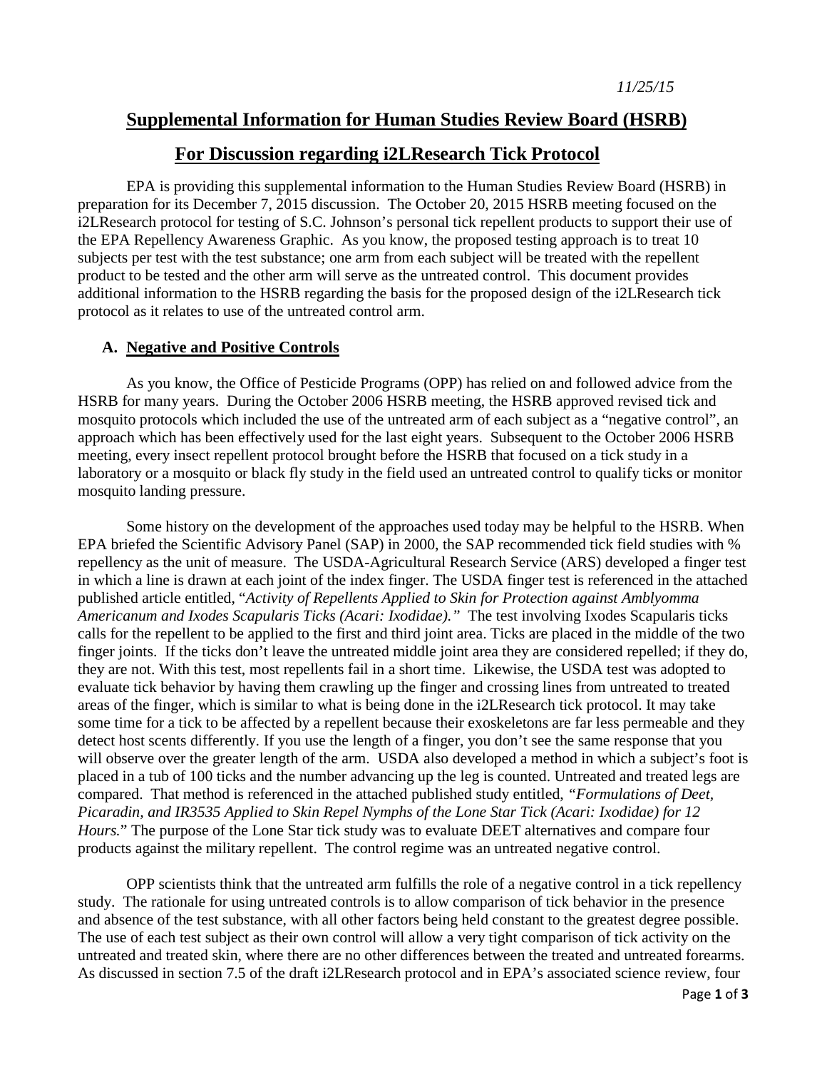*11/25/15*

# Supplemental Information for Human Studies Review Board (HSRB)

# For Discussion regarding i2LResearch Tick Protocol

EPA is providing this supplemental information to the Human Studies Review Board (HSRB) in preparation for its December 7, 2015 discussion. The October 20, 2015 HSRB meeting focused on the i2LResearch protocol for testing of S.C. Johnson's personal tick repellent products to support their use of the EPA Repellency Awareness Graphic. As you know, the proposed testing approach is to treat 10 subjects per test with the test substance; one arm from each subject will be treated with the repellent product to be tested and the other arm will serve as the untreated control. This document provides additional information to the HSRB regarding the basis for the proposed design of the i2LResearch tick protocol as it relates to use of the untreated control arm.

## A. Negative and Positive Controls

As you know, the Office of Pesticide Programs (OPP) has relied on and followed advice from the HSRB for many years. During the October 2006 HSRB meeting, the HSRB approved revised tick and mosquito protocols which included the use of the untreated arm of each subject as a "negative control", an approach which has been effectively used for the last eight years. Subsequent to the October 2006 HSRB meeting, every insect repellent protocol brought before the HSRB that focused on a tick study in a laboratory or a mosquito or black fly study in the field used an untreated control to qualify ticks or monitor mosquito landing pressure.

Some history on the development of the approaches used today may be helpful to the HSRB. When EPA briefed the Scientific Advisory Panel (SAP) in 2000, the SAP recommended tick field studies with % repellency as the unit of measure. The USDA-Agricultural Research Service (ARS) developed a finger test in which a line is drawn at each joint of the index finger. The USDA finger test is referenced in the attached published article entitled, "*Activity of Repellents Applied to Skin for Protection against Amblyomma Americanum and Ixodes Scapularis Ticks (Acari: Ixodidae).*" The test involving Ixodes Scapularis ticks calls for the repellent to be applied to the first and third joint area. Ticks are placed in the middle of the two finger joints. If the ticks don't leave the untreated middle joint area they are considered repelled; if they do, they are not. With this test, most repellents fail in a short time. Likewise, the USDA test was adopted to evaluate tick behavior by having them crawling up the finger and crossing lines from untreated to treated areas of the finger, which is similar to what is being done in the i2LResearch tick protocol. It may take some time for a tick to be affected by a repellent because their exoskeletons are far less permeable and they detect host scents differently. If you use the length of a finger, you don't see the same response that you will observe over the greater length of the arm. USDA also developed a method in which a subject's foot is placed in a tub of 100 ticks and the number advancing up the leg is counted. Untreated and treated legs are compared. That method is referenced in the attached published study entitled, "*Formulations of Deet, Picaradin, and IR3535 Applied to Skin Repel Nymphs of the Lone Star Tick (Acari: Ixodidae) for 12 Hours.*" The purpose of the Lone Star tick study was to evaluate DEET alternatives and compare four products against the military repellent. The control regime was an untreated negative control.

OPP scientists think that the untreated arm fulfills the role of a negative control in a tick repellency study. The rationale for using untreated controls is to allow comparison of tick behavior in the presence and absence of the test substance, with all other factors being held constant to the greatest degree possible. The use of each test subject as their own control will allow a very tight comparison of tick activity on the untreated and treated skin, where there are no other differences between the treated and untreated forearms. As discussed in section 7.5 of the draft i2LResearch protocol and in EPA's associated science review, four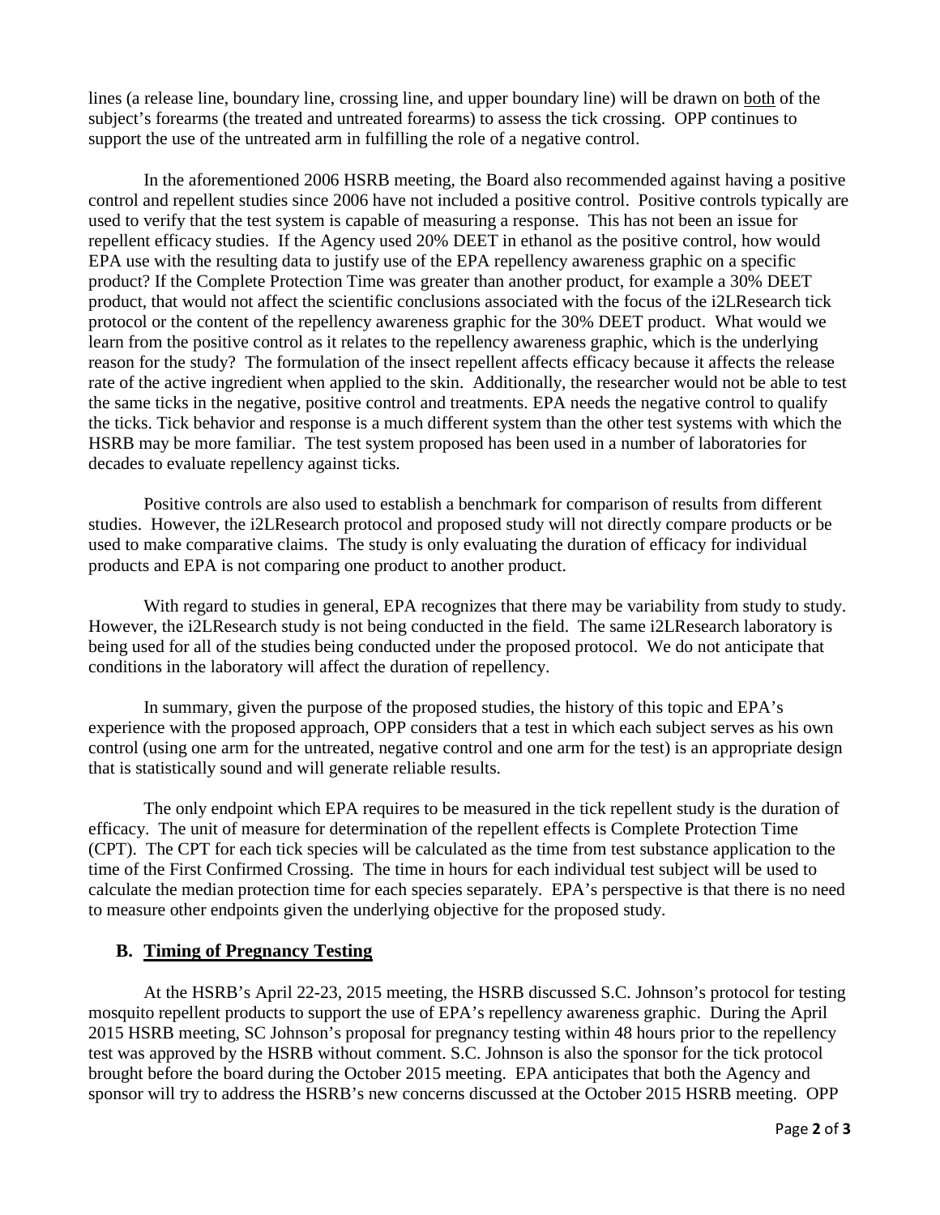lines (a release line, boundary line, crossing line, and upper boundary line) will be drawn on both of the subject's forearms (the treated and untreated forearms) to assess the tick crossing. OPP continues to support the use of the untreated arm in fulfilling the role of a negative control.

In the aforementioned 2006 HSRB meeting, the Board also recommended against having a positive control and repellent studies since 2006 have not included a positive control. Positive controls typically are used to verify that the test system is capable of measuring a response. This has not been an issue for repellent efficacy studies. If the Agency used 20% DEET in ethanol as the positive control, how would EPA use with the resulting data to justify use of the EPA repellency awareness graphic on a specific product? If the Complete Protection Time was greater than another product, for example a 30% DEET product, that would not affect the scientific conclusions associated with the focus of the i2LResearch tick protocol or the content of the repellency awareness graphic for the 30% DEET product. What would we learn from the positive control as it relates to the repellency awareness graphic, which is the underlying reason for the study? The formulation of the insect repellent affects efficacy because it affects the release rate of the active ingredient when applied to the skin. Additionally, the researcher would not be able to test the same ticks in the negative, positive control and treatments. EPA needs the negative control to qualify the ticks. Tick behavior and response is a much different system than the other test systems with which the HSRB may be more familiar. The test system proposed has been used in a number of laboratories for decades to evaluate repellency against ticks.

Positive controls are also used to establish a benchmark for comparison of results from different studies. However, the i2LResearch protocol and proposed study will not directly compare products or be used to make comparative claims. The study is only evaluating the duration of efficacy for individual products and EPA is not comparing one product to another product.

With regard to studies in general, EPA recognizes that there may be variability from study to study. However, the i2LResearch study is not being conducted in the field. The same i2LResearch laboratory is being used for all of the studies being conducted under the proposed protocol. We do not anticipate that conditions in the laboratory will affect the duration of repellency.

In summary, given the purpose of the proposed studies, the history of this topic and EPA's experience with the proposed approach, OPP considers that a test in which each subject serves as his own control (using one arm for the untreated, negative control and one arm for the test) is an appropriate design that is statistically sound and will generate reliable results.

The only endpoint which EPA requires to be measured in the tick repellent study is the duration of efficacy. The unit of measure for determination of the repellent effects is Complete Protection Time (CPT). The CPT for each tick species will be calculated as the time from test substance application to the time of the First Confirmed Crossing. The time in hours for each individual test subject will be used to calculate the median protection time for each species separately. EPA's perspective is that there is no need to measure other endpoints given the underlying objective for the proposed study.

### B. Timing of Pregnancy Testing

At the HSRB's April 22-23, 2015 meeting, the HSRB discussed S.C. Johnson's protocol for testing mosquito repellent products to support the use of EPA's repellency awareness graphic. During the April 2015 HSRB meeting, SC Johnson's proposal for pregnancy testing within 48 hours prior to the repellency test was approved by the HSRB without comment. S.C. Johnson is also the sponsor for the tick protocol brought before the board during the October 2015 meeting. EPA anticipates that both the Agency and sponsor will try to address the HSRB's new concerns discussed at the October 2015 HSRB meeting. OPP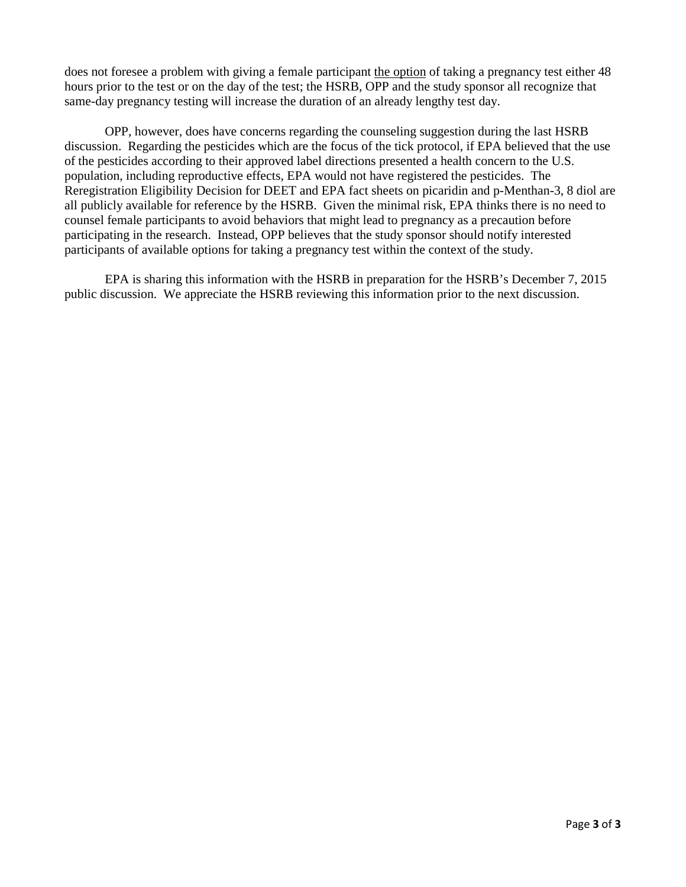does not foresee a problem with giving a female participant <u>the option</u> of taking a pregnancy test either 48 hours prior to the test or on the day of the test; the HSRB, OPP and the study sponsor all recognize that same-day pregnancy testing will increase the duration of an already lengthy test day.

OPP, however, does have concerns regarding the counseling suggestion during the last HSRB discussion. Regarding the pesticides which are the focus of the tick protocol, if EPA believed that the use of the pesticides according to their approved label directions presented a health concern to the U.S. population, including reproductive effects, EPA would not have registered the pesticides. The Reregistration Eligibility Decision for DEET and EPA fact sheets on picaridin and p-Menthan-3, 8 diol are all publicly available for reference by the HSRB. Given the minimal risk, EPA thinks there is no need to counsel female participants to avoid behaviors that might lead to pregnancy as a precaution before participating in the research. Instead, OPP believes that the study sponsor should notify interested participants of available options for taking a pregnancy test within the context of the study.

EPA is sharing this information with the HSRB in preparation for the HSRB's December 7, 2015 public discussion. We appreciate the HSRB reviewing this information prior to the next discussion.